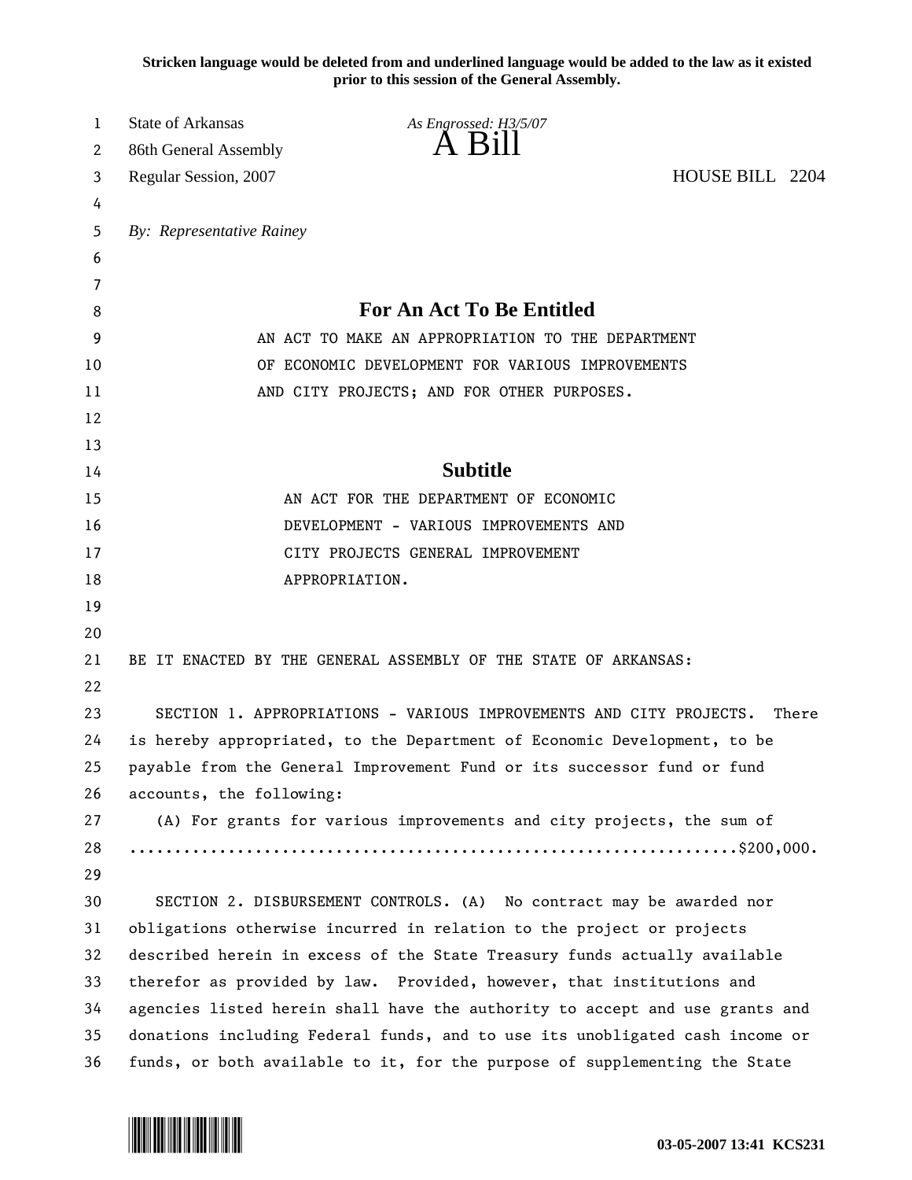**Stricken language would be deleted from and underlined language would be added to the law as it existed prior to this session of the General Assembly.**

State of Arkansas *As Engrossed: H3/5/07*
86th General Assembly **A Bill**
Regular Session, 2007 HOUSE BILL 2204

*By: Representative Rainey*

## For An Act To Be Entitled

AN ACT TO MAKE AN APPROPRIATION TO THE DEPARTMENT OF ECONOMIC DEVELOPMENT FOR VARIOUS IMPROVEMENTS AND CITY PROJECTS; AND FOR OTHER PURPOSES.

## Subtitle

AN ACT FOR THE DEPARTMENT OF ECONOMIC DEVELOPMENT - VARIOUS IMPROVEMENTS AND CITY PROJECTS GENERAL IMPROVEMENT APPROPRIATION.

BE IT ENACTED BY THE GENERAL ASSEMBLY OF THE STATE OF ARKANSAS:

SECTION 1. APPROPRIATIONS - VARIOUS IMPROVEMENTS AND CITY PROJECTS. There is hereby appropriated, to the Department of Economic Development, to be payable from the General Improvement Fund or its successor fund or fund accounts, the following:

(A) For grants for various improvements and city projects, the sum of ....................................................................$200,000.

SECTION 2. DISBURSEMENT CONTROLS. (A) No contract may be awarded nor obligations otherwise incurred in relation to the project or projects described herein in excess of the State Treasury funds actually available therefor as provided by law. Provided, however, that institutions and agencies listed herein shall have the authority to accept and use grants and donations including Federal funds, and to use its unobligated cash income or funds, or both available to it, for the purpose of supplementing the State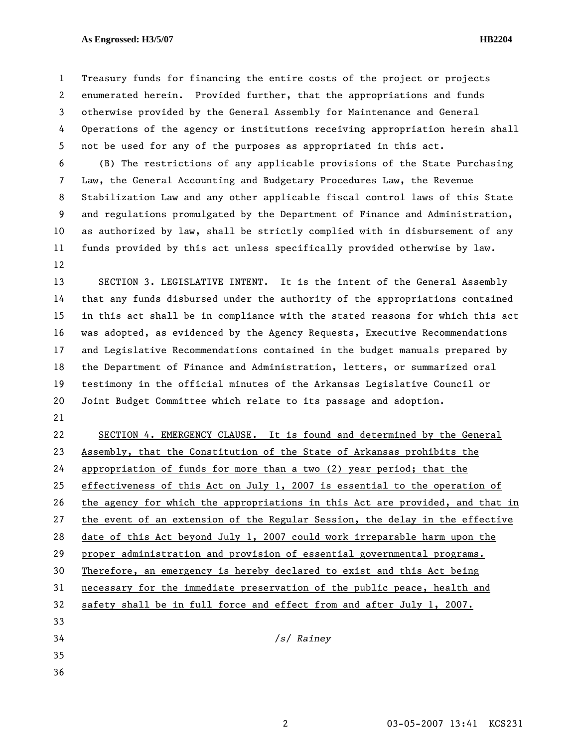Treasury funds for financing the entire costs of the project or projects enumerated herein. Provided further, that the appropriations and funds otherwise provided by the General Assembly for Maintenance and General Operations of the agency or institutions receiving appropriation herein shall not be used for any of the purposes as appropriated in this act.

(B) The restrictions of any applicable provisions of the State Purchasing Law, the General Accounting and Budgetary Procedures Law, the Revenue Stabilization Law and any other applicable fiscal control laws of this State and regulations promulgated by the Department of Finance and Administration, as authorized by law, shall be strictly complied with in disbursement of any funds provided by this act unless specifically provided otherwise by law.

SECTION 3. LEGISLATIVE INTENT. It is the intent of the General Assembly that any funds disbursed under the authority of the appropriations contained in this act shall be in compliance with the stated reasons for which this act was adopted, as evidenced by the Agency Requests, Executive Recommendations and Legislative Recommendations contained in the budget manuals prepared by the Department of Finance and Administration, letters, or summarized oral testimony in the official minutes of the Arkansas Legislative Council or Joint Budget Committee which relate to its passage and adoption.

SECTION 4. EMERGENCY CLAUSE. It is found and determined by the General Assembly, that the Constitution of the State of Arkansas prohibits the appropriation of funds for more than a two (2) year period; that the effectiveness of this Act on July 1, 2007 is essential to the operation of the agency for which the appropriations in this Act are provided, and that in the event of an extension of the Regular Session, the delay in the effective date of this Act beyond July 1, 2007 could work irreparable harm upon the proper administration and provision of essential governmental programs. Therefore, an emergency is hereby declared to exist and this Act being necessary for the immediate preservation of the public peace, health and safety shall be in full force and effect from and after July 1, 2007.

*/s/ Rainey*